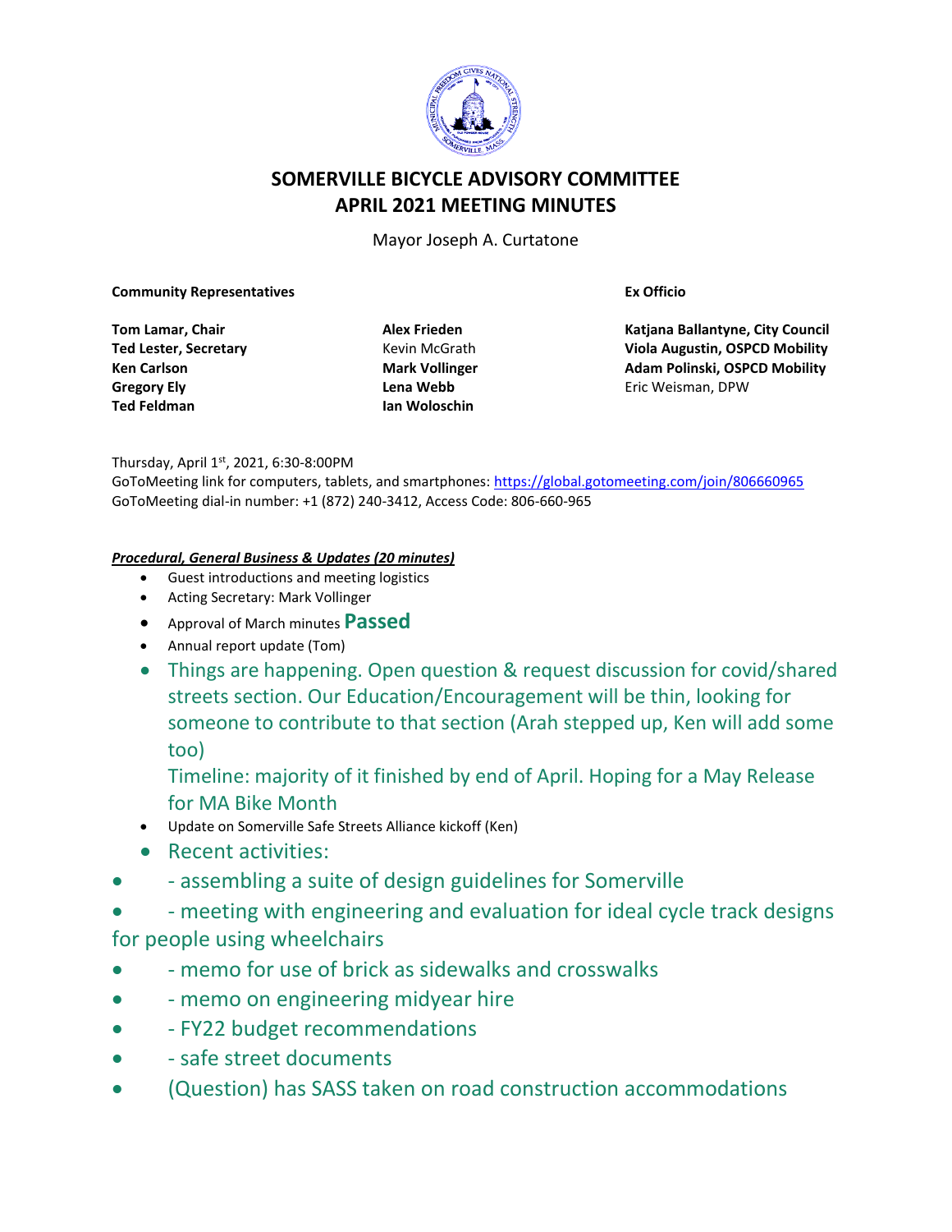# SOMERVILLE BICYCLE ADVISORY COMMITTEE
## APRIL 2021 MEETING MINUTES

Mayor Joseph A. Curtatone

| **Community Representatives** | | **Ex Officio** |
|---|---|---|
| **Tom Lamar, Chair** | **Alex Frieden** | **Katjana Ballantyne, City Council** |
| **Ted Lester, Secretary** | Kevin McGrath | **Viola Augustin, OSPCD Mobility** |
| **Ken Carlson** | **Mark Vollinger** | **Adam Polinski, OSPCD Mobility** |
| **Gregory Ely** | **Lena Webb** | Eric Weisman, DPW |
| **Ted Feldman** | **Ian Woloschin** | |

Thursday, April 1st, 2021, 6:30-8:00PM
GoToMeeting link for computers, tablets, and smartphones: https://global.gotomeeting.com/join/806660965
GoToMeeting dial-in number: +1 (872) 240-3412, Access Code: 806-660-965

***Procedural, General Business & Updates (20 minutes)***

- Guest introductions and meeting logistics
- Acting Secretary: Mark Vollinger
- Approval of March minutes **Passed**
- Annual report update (Tom)
- Things are happening. Open question & request discussion for covid/shared streets section. Our Education/Encouragement will be thin, looking for someone to contribute to that section (Arah stepped up, Ken will add some too)

  Timeline: majority of it finished by end of April. Hoping for a May Release for MA Bike Month
- Update on Somerville Safe Streets Alliance kickoff (Ken)
- Recent activities:
- \- assembling a suite of design guidelines for Somerville
- \- meeting with engineering and evaluation for ideal cycle track designs for people using wheelchairs
- \- memo for use of brick as sidewalks and crosswalks
- \- memo on engineering midyear hire
- \- FY22 budget recommendations
- \- safe street documents
- (Question) has SASS taken on road construction accommodations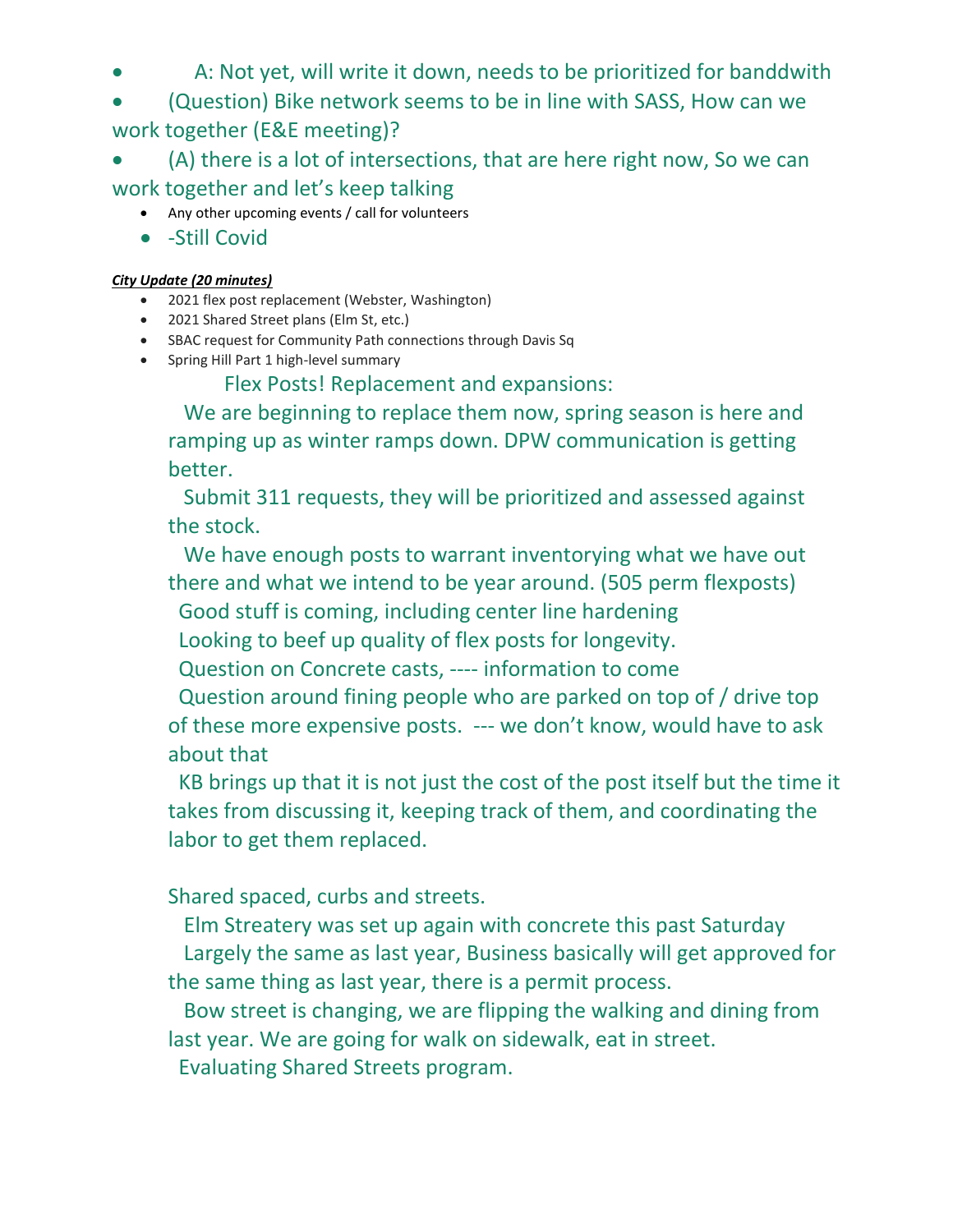- A: Not yet, will write it down, needs to be prioritized for banddwith
- (Question) Bike network seems to be in line with SASS, How can we work together (E&E meeting)?
- (A) there is a lot of intersections, that are here right now, So we can work together and let's keep talking
  - Any other upcoming events / call for volunteers
  - -Still Covid

***City Update (20 minutes)***

- 2021 flex post replacement (Webster, Washington)
- 2021 Shared Street plans (Elm St, etc.)
- SBAC request for Community Path connections through Davis Sq
- Spring Hill Part 1 high-level summary

Flex Posts! Replacement and expansions:

We are beginning to replace them now, spring season is here and ramping up as winter ramps down. DPW communication is getting better.

Submit 311 requests, they will be prioritized and assessed against the stock.

We have enough posts to warrant inventorying what we have out there and what we intend to be year around. (505 perm flexposts)

Good stuff is coming, including center line hardening

Looking to beef up quality of flex posts for longevity.

Question on Concrete casts, ---- information to come

Question around fining people who are parked on top of / drive top of these more expensive posts. --- we don't know, would have to ask about that

KB brings up that it is not just the cost of the post itself but the time it takes from discussing it, keeping track of them, and coordinating the labor to get them replaced.

Shared spaced, curbs and streets.

Elm Streatery was set up again with concrete this past Saturday

Largely the same as last year, Business basically will get approved for the same thing as last year, there is a permit process.

Bow street is changing, we are flipping the walking and dining from last year. We are going for walk on sidewalk, eat in street.

Evaluating Shared Streets program.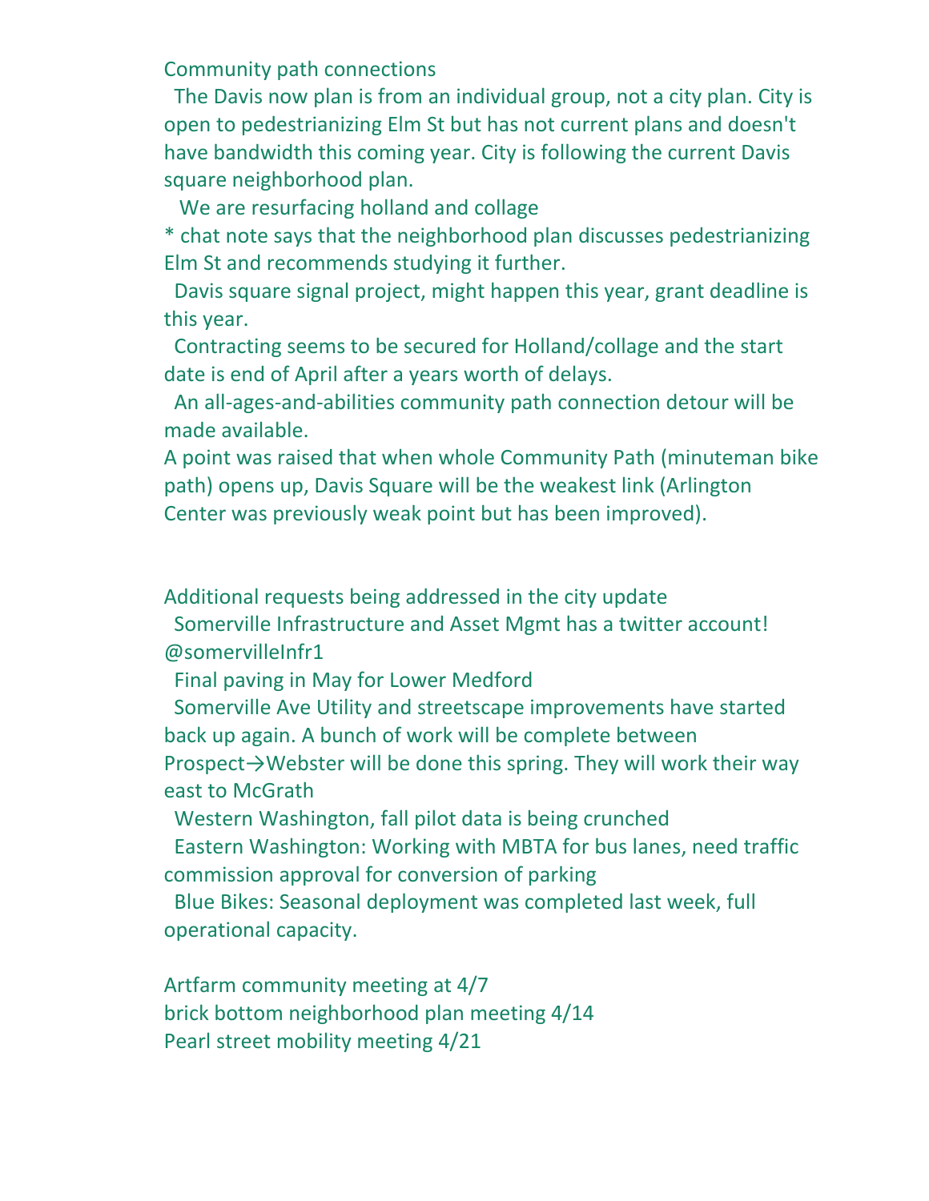Community path connections

The Davis now plan is from an individual group, not a city plan. City is open to pedestrianizing Elm St but has not current plans and doesn't have bandwidth this coming year. City is following the current Davis square neighborhood plan.

We are resurfacing holland and collage

* chat note says that the neighborhood plan discusses pedestrianizing Elm St and recommends studying it further.

Davis square signal project, might happen this year, grant deadline is this year.

Contracting seems to be secured for Holland/collage and the start date is end of April after a years worth of delays.

An all-ages-and-abilities community path connection detour will be made available.

A point was raised that when whole Community Path (minuteman bike path) opens up, Davis Square will be the weakest link (Arlington Center was previously weak point but has been improved).

Additional requests being addressed in the city update

Somerville Infrastructure and Asset Mgmt has a twitter account! @somervilleInfr1

Final paving in May for Lower Medford

Somerville Ave Utility and streetscape improvements have started back up again. A bunch of work will be complete between Prospect→Webster will be done this spring. They will work their way east to McGrath

Western Washington, fall pilot data is being crunched

Eastern Washington: Working with MBTA for bus lanes, need traffic commission approval for conversion of parking

Blue Bikes: Seasonal deployment was completed last week, full operational capacity.

Artfarm community meeting at 4/7

brick bottom neighborhood plan meeting 4/14

Pearl street mobility meeting 4/21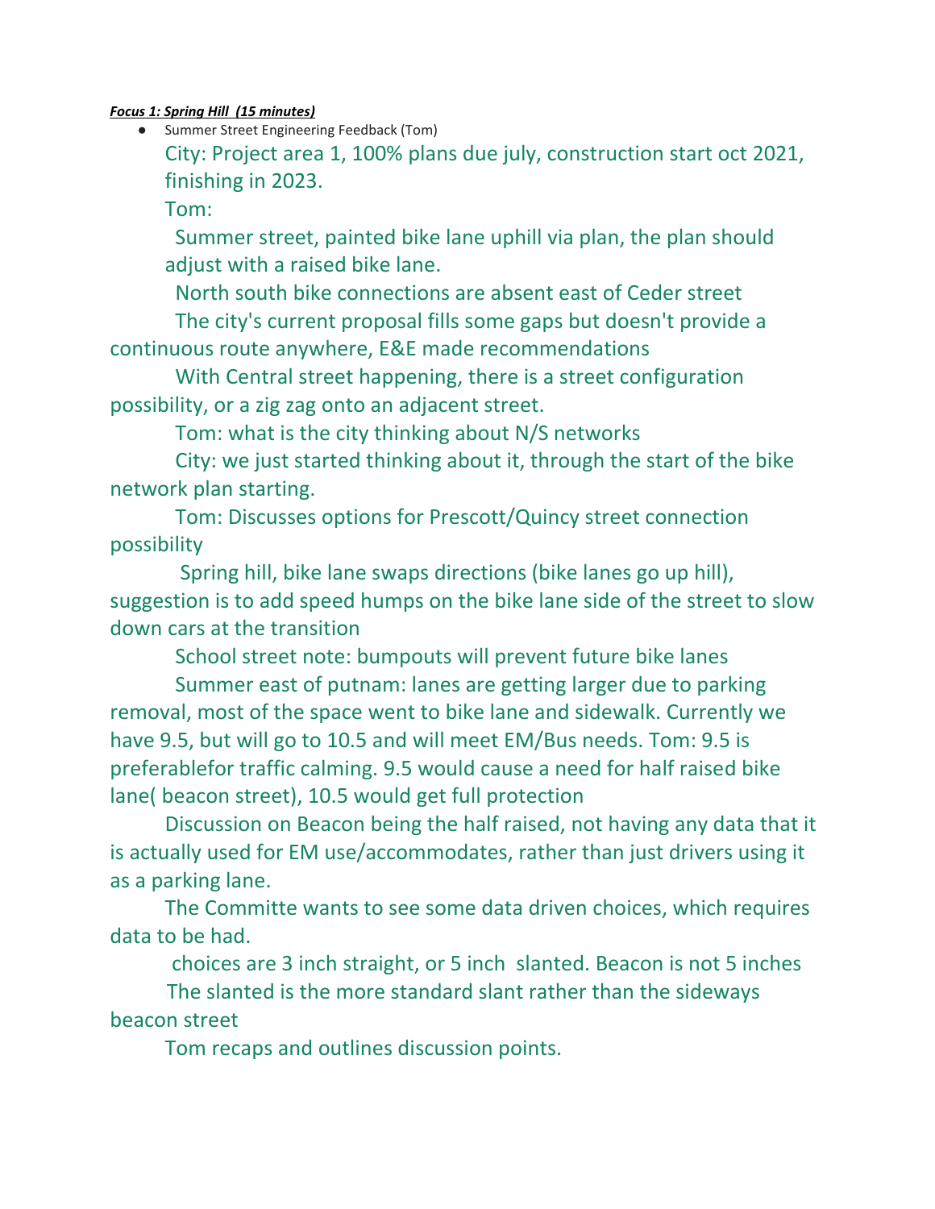***Focus 1: Spring Hill (15 minutes)***

- Summer Street Engineering Feedback (Tom)

  City: Project area 1, 100% plans due july, construction start oct 2021, finishing in 2023.

  Tom:

  Summer street, painted bike lane uphill via plan, the plan should adjust with a raised bike lane.

  North south bike connections are absent east of Ceder street

  The city's current proposal fills some gaps but doesn't provide a continuous route anywhere, E&E made recommendations

  With Central street happening, there is a street configuration possibility, or a zig zag onto an adjacent street.

  Tom: what is the city thinking about N/S networks

  City: we just started thinking about it, through the start of the bike network plan starting.

  Tom: Discusses options for Prescott/Quincy street connection possibility

  Spring hill, bike lane swaps directions (bike lanes go up hill), suggestion is to add speed humps on the bike lane side of the street to slow down cars at the transition

  School street note: bumpouts will prevent future bike lanes

  Summer east of putnam: lanes are getting larger due to parking removal, most of the space went to bike lane and sidewalk. Currently we have 9.5, but will go to 10.5 and will meet EM/Bus needs. Tom: 9.5 is preferablefor traffic calming. 9.5 would cause a need for half raised bike lane( beacon street), 10.5 would get full protection

  Discussion on Beacon being the half raised, not having any data that it is actually used for EM use/accommodates, rather than just drivers using it as a parking lane.

  The Committe wants to see some data driven choices, which requires data to be had.

  choices are 3 inch straight, or 5 inch slanted. Beacon is not 5 inches

  The slanted is the more standard slant rather than the sideways beacon street

  Tom recaps and outlines discussion points.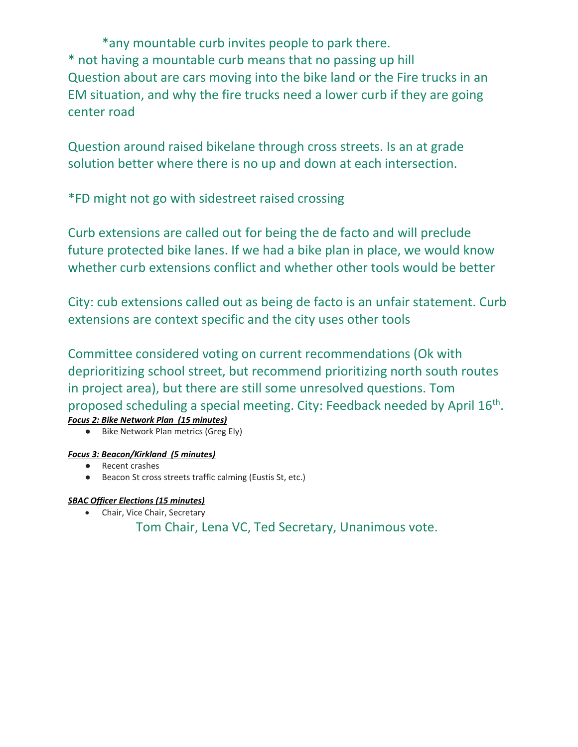*any mountable curb invites people to park there.

* not having a mountable curb means that no passing up hill

Question about are cars moving into the bike land or the Fire trucks in an EM situation, and why the fire trucks need a lower curb if they are going center road

Question around raised bikelane through cross streets. Is an at grade solution better where there is no up and down at each intersection.

*FD might not go with sidestreet raised crossing

Curb extensions are called out for being the de facto and will preclude future protected bike lanes. If we had a bike plan in place, we would know whether curb extensions conflict and whether other tools would be better

City: cub extensions called out as being de facto is an unfair statement. Curb extensions are context specific and the city uses other tools

Committee considered voting on current recommendations (Ok with deprioritizing school street, but recommend prioritizing north south routes in project area), but there are still some unresolved questions. Tom proposed scheduling a special meeting. City: Feedback needed by April 16th.

***<u>Focus 2: Bike Network Plan (15 minutes)</u>***

- Bike Network Plan metrics (Greg Ely)

***<u>Focus 3: Beacon/Kirkland (5 minutes)</u>***

- Recent crashes
- Beacon St cross streets traffic calming (Eustis St, etc.)

***<u>SBAC Officer Elections (15 minutes)</u>***

- Chair, Vice Chair, Secretary

Tom Chair, Lena VC, Ted Secretary, Unanimous vote.